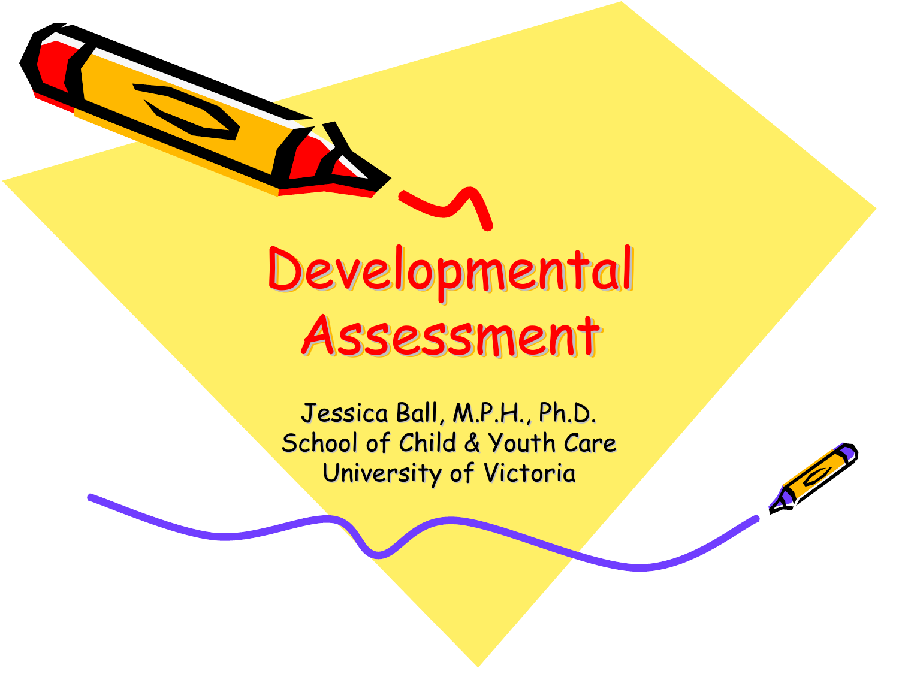# Developmental Assessment

Jessica Ball, M.P.H., Ph.D.
School of Child & Youth Care
University of Victoria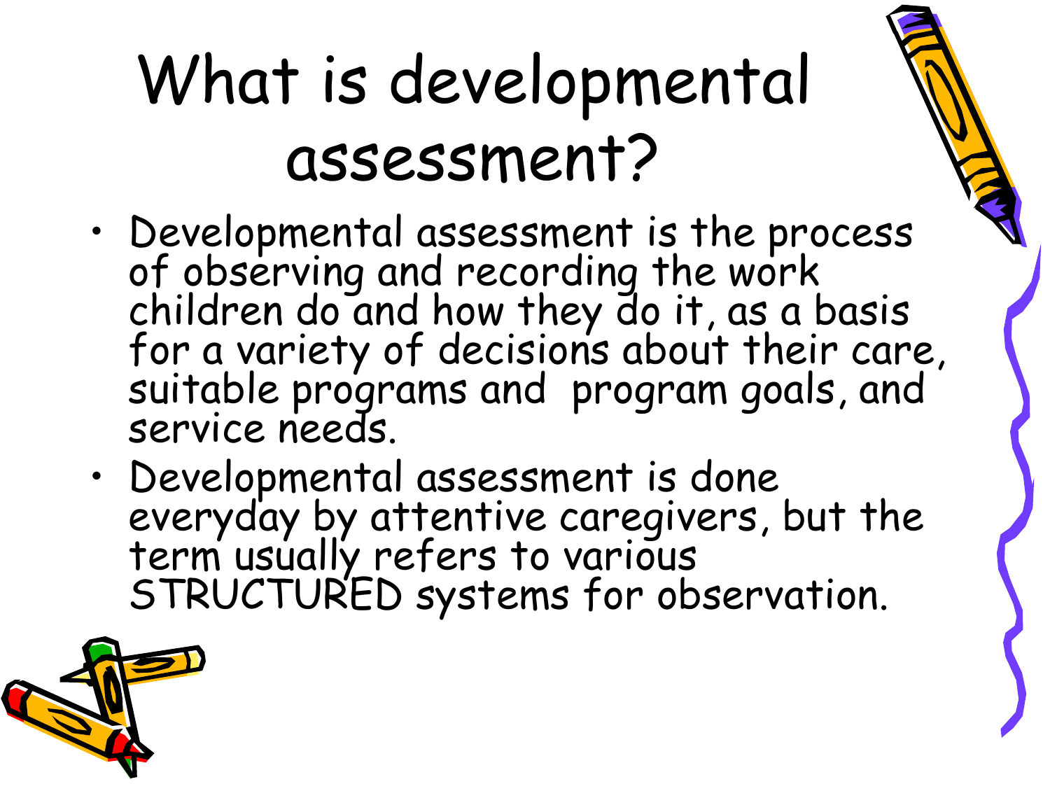# What is developmental assessment?

- Developmental assessment is the process of observing and recording the work children do and how they do it, as a basis for a variety of decisions about their care, suitable programs and program goals, and service needs.
- Developmental assessment is done everyday by attentive caregivers, but the term usually refers to various STRUCTURED systems for observation.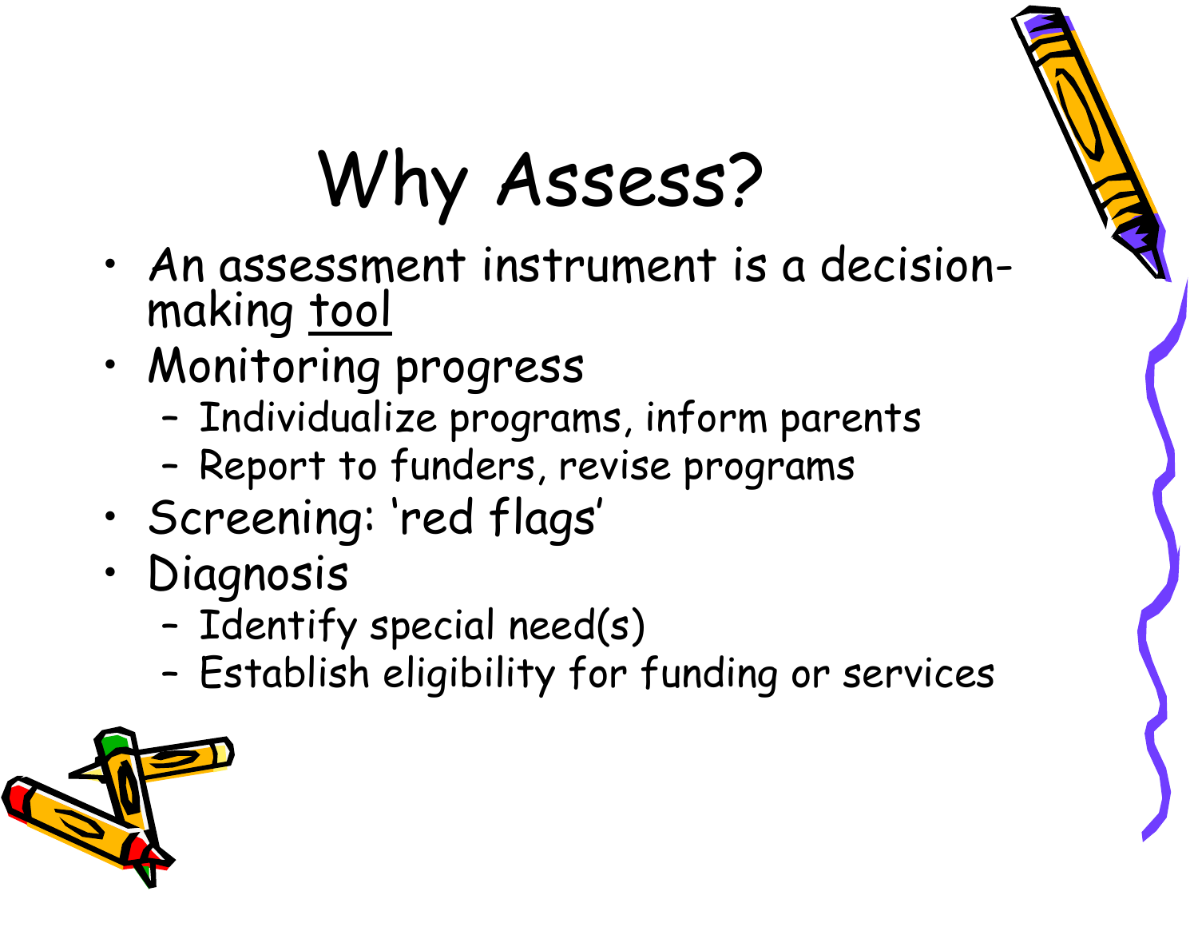# Why Assess?

- An assessment instrument is a decision-making tool
- Monitoring progress
  - Individualize programs, inform parents
  - Report to funders, revise programs
- Screening: 'red flags'
- Diagnosis
  - Identify special need(s)
  - Establish eligibility for funding or services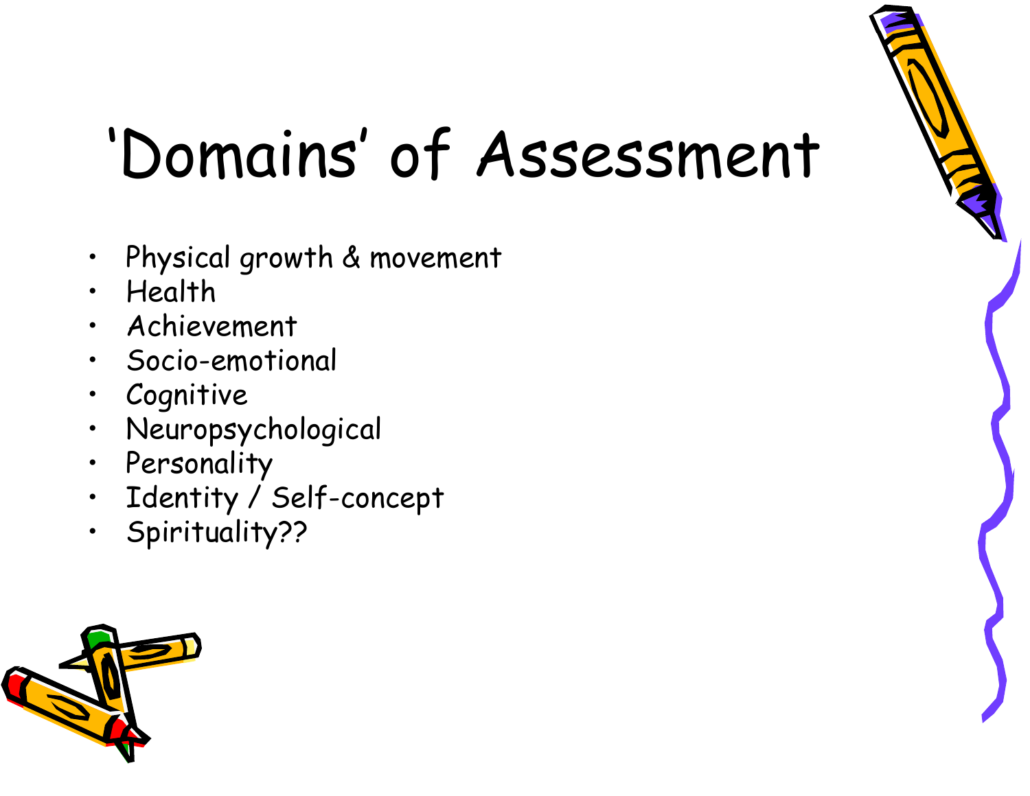# 'Domains' of Assessment

- Physical growth & movement
- Health
- Achievement
- Socio-emotional
- Cognitive
- Neuropsychological
- Personality
- Identity / Self-concept
- Spirituality??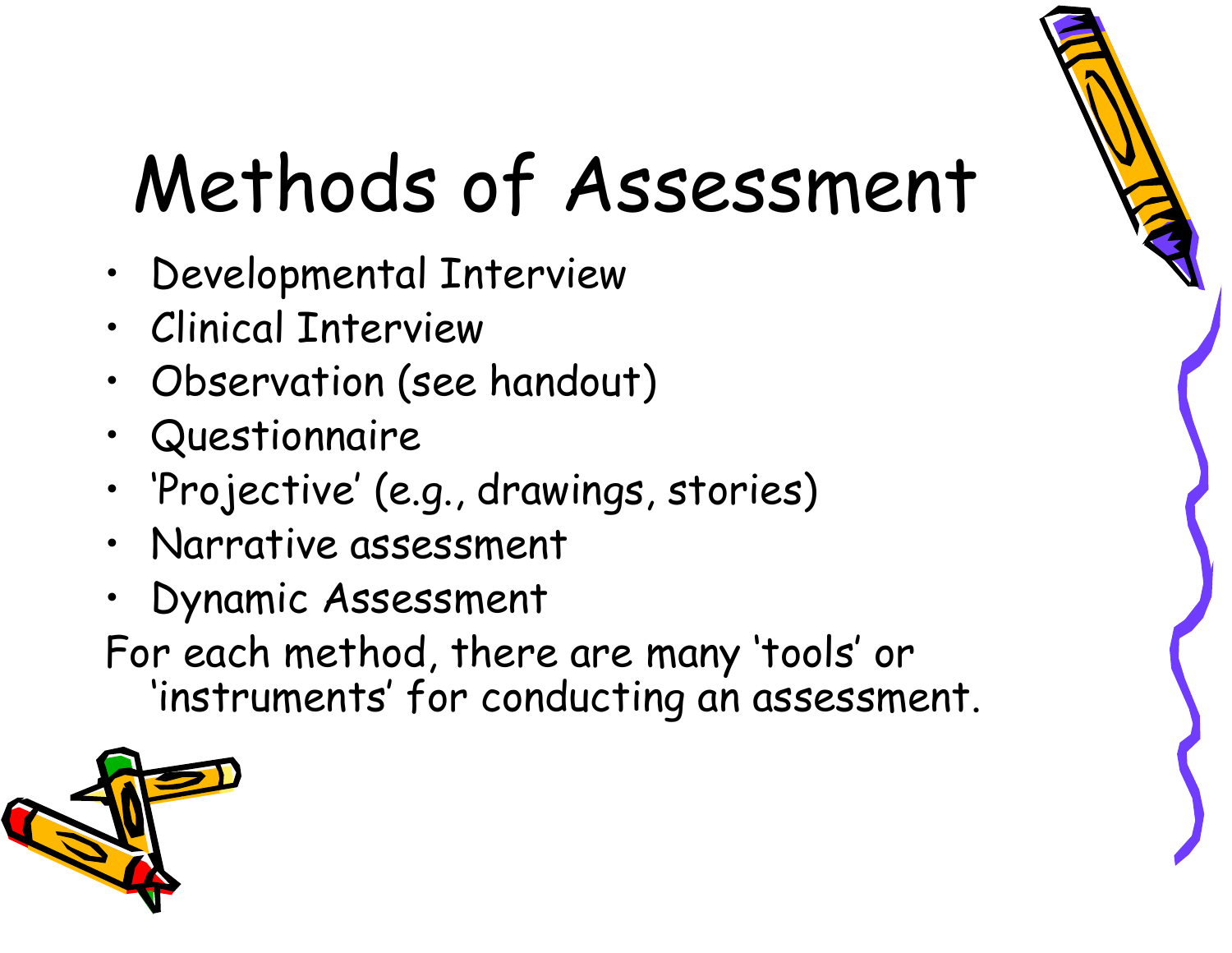# Methods of Assessment

- Developmental Interview
- Clinical Interview
- Observation (see handout)
- Questionnaire
- 'Projective' (e.g., drawings, stories)
- Narrative assessment
- Dynamic Assessment

For each method, there are many 'tools' or 'instruments' for conducting an assessment.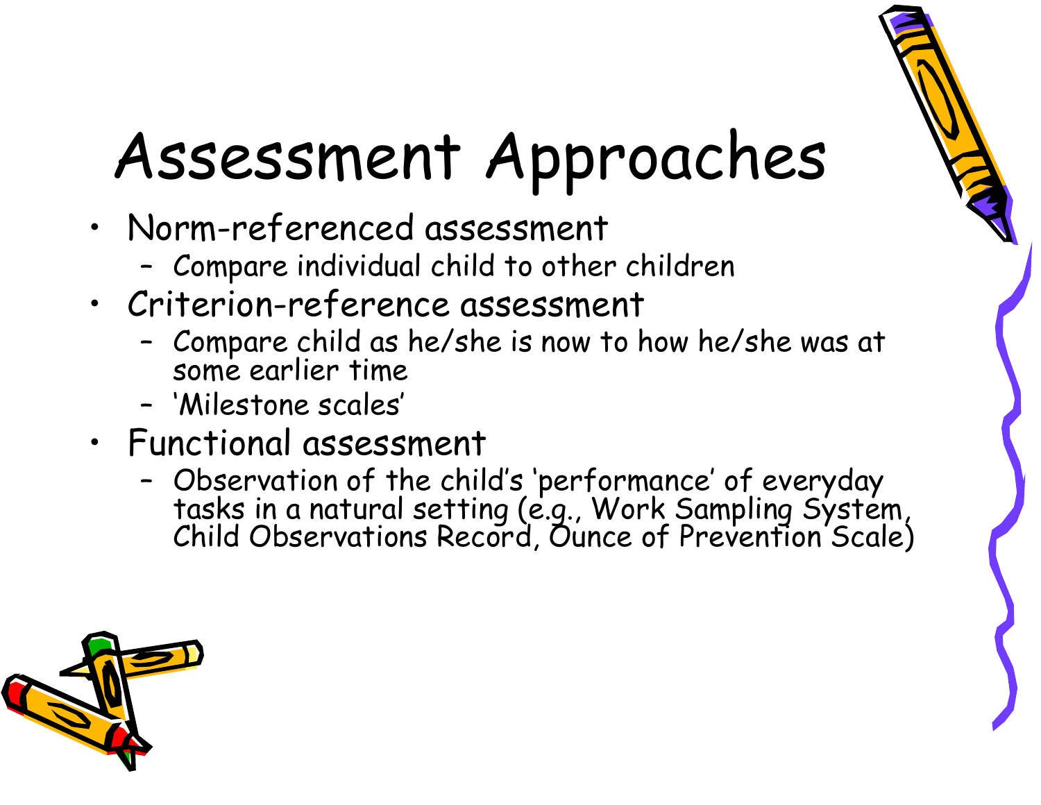# Assessment Approaches

- Norm-referenced assessment
  - Compare individual child to other children
- Criterion-reference assessment
  - Compare child as he/she is now to how he/she was at some earlier time
  - 'Milestone scales'
- Functional assessment
  - Observation of the child's 'performance' of everyday tasks in a natural setting (e.g., Work Sampling System, Child Observations Record, Ounce of Prevention Scale)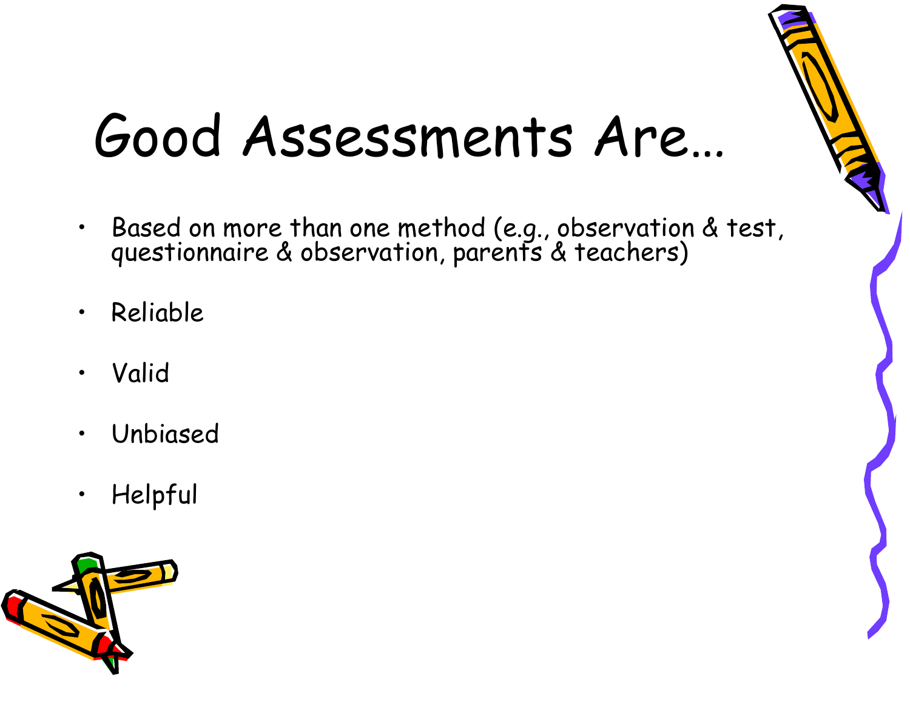# Good Assessments Are…

- Based on more than one method (e.g., observation & test, questionnaire & observation, parents & teachers)
- Reliable
- Valid
- Unbiased
- Helpful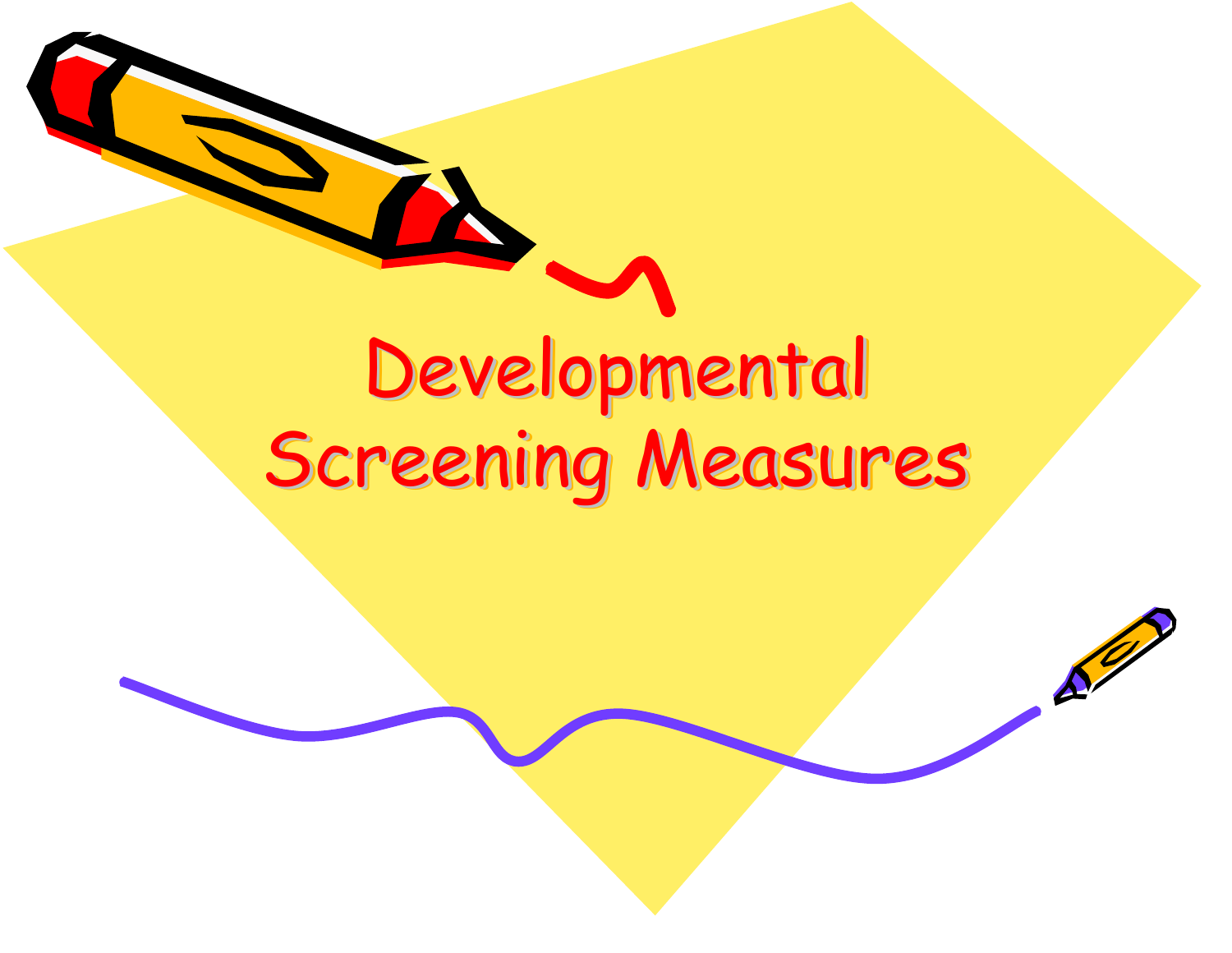# Developmental Screening Measures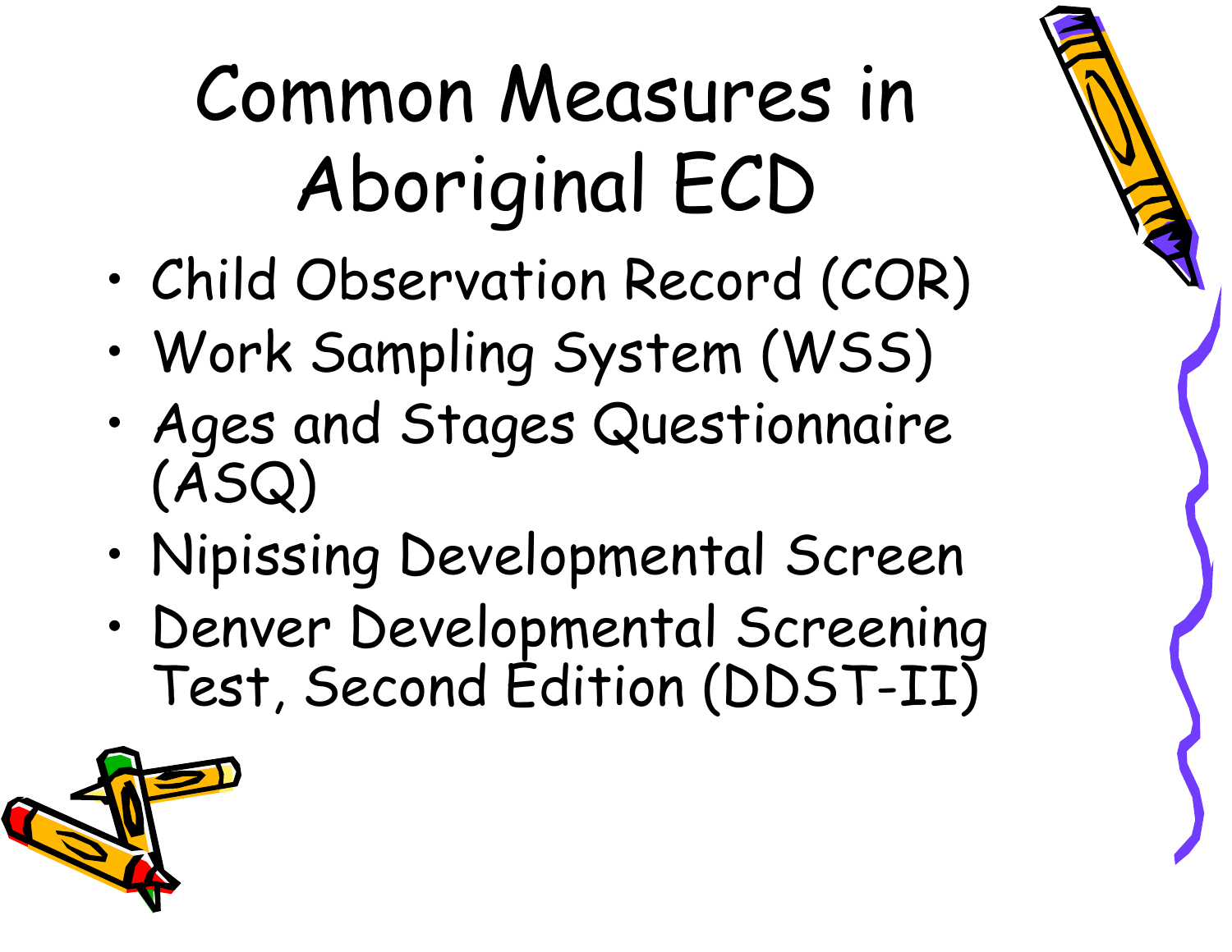# Common Measures in Aboriginal ECD

- Child Observation Record (COR)
- Work Sampling System (WSS)
- Ages and Stages Questionnaire (ASQ)
- Nipissing Developmental Screen
- Denver Developmental Screening Test, Second Edition (DDST-II)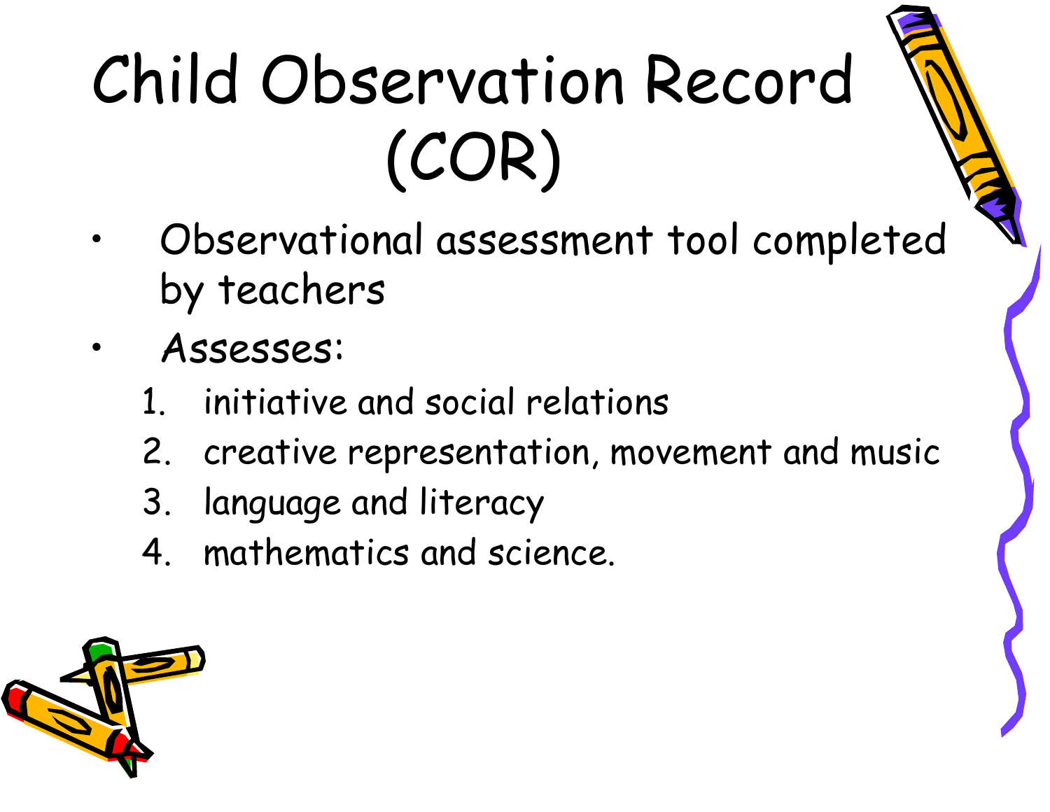# Child Observation Record (COR)

- Observational assessment tool completed by teachers
- *Assesses:*
  1. initiative and social relations
  2. creative representation, movement and music
  3. language and literacy
  4. mathematics and science.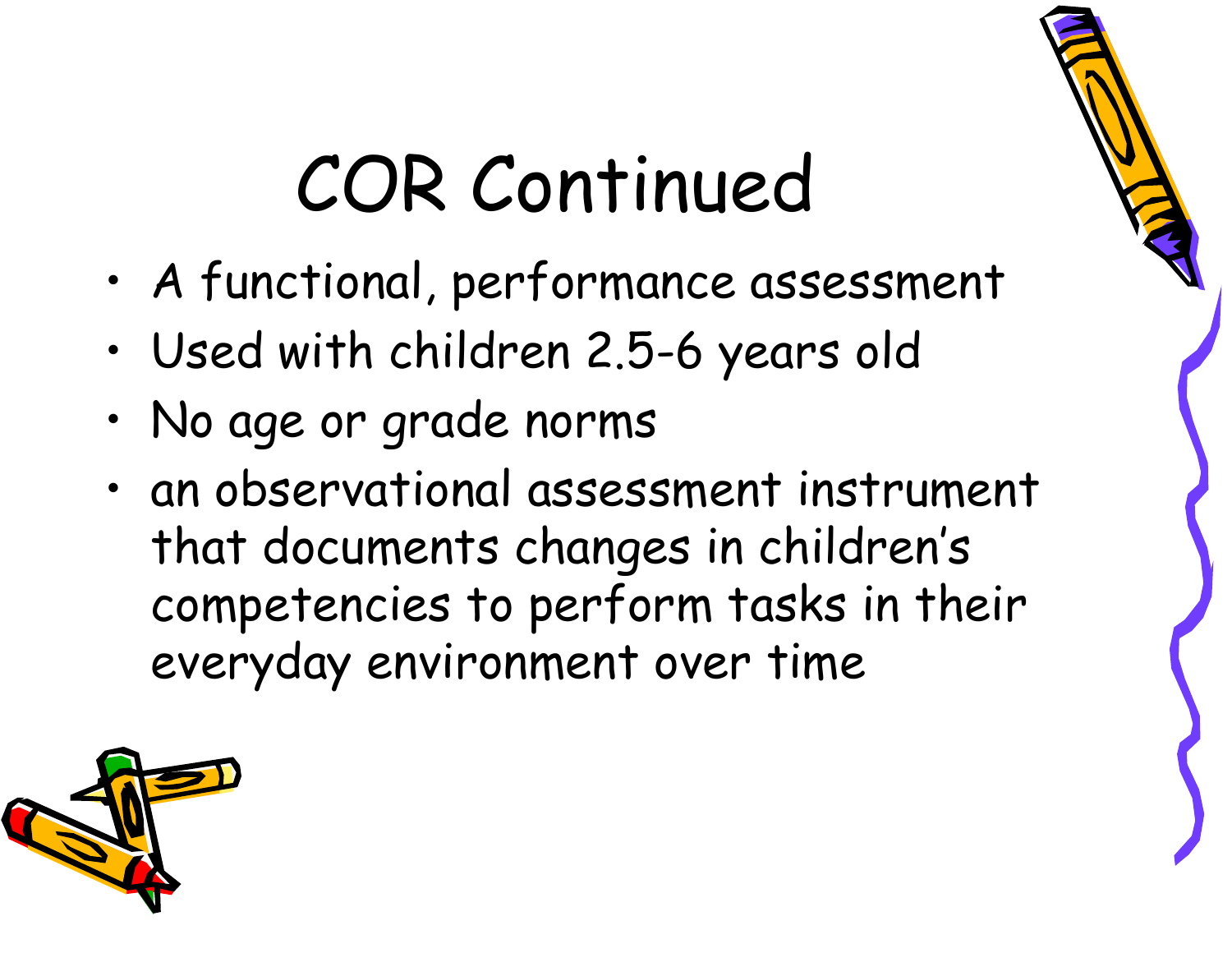# COR Continued

- A functional, performance assessment
- Used with children 2.5-6 years old
- No age or grade norms
- an observational assessment instrument that documents changes in children's competencies to perform tasks in their everyday environment over time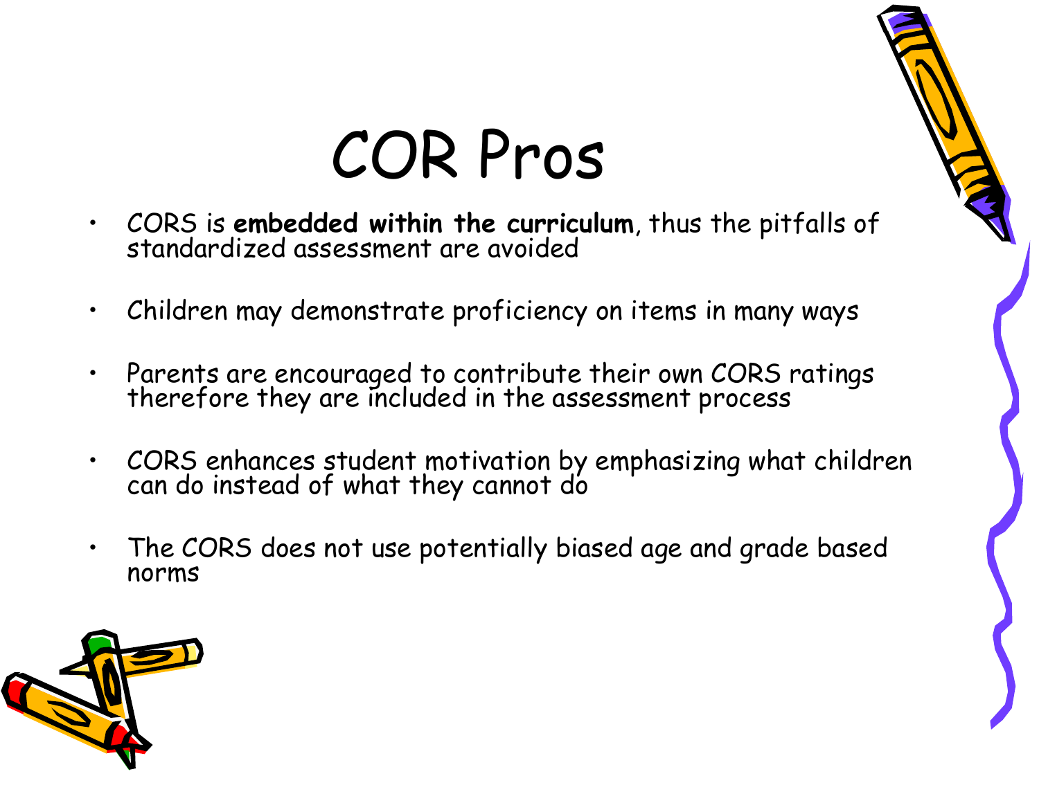# COR Pros

- CORS is **embedded within the curriculum**, thus the pitfalls of standardized assessment are avoided
- Children may demonstrate proficiency on items in many ways
- Parents are encouraged to contribute their own CORS ratings therefore they are included in the assessment process
- CORS enhances student motivation by emphasizing what children can do instead of what they cannot do
- The CORS does not use potentially biased age and grade based norms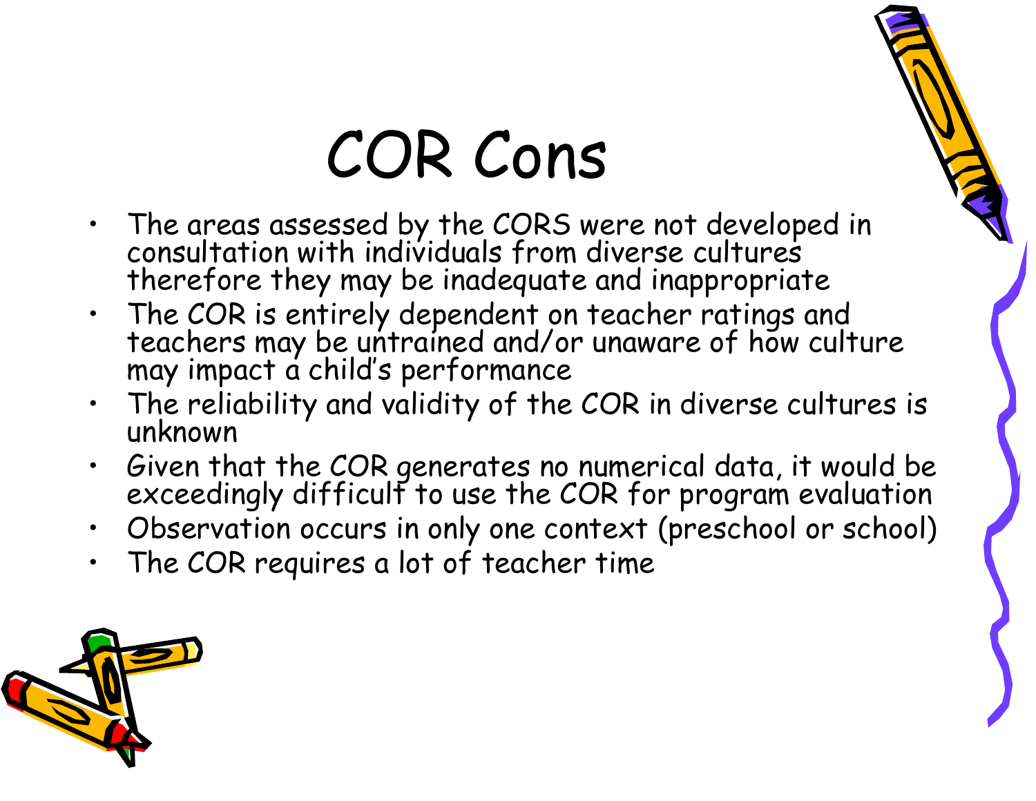# COR Cons

- The areas assessed by the CORS were not developed in consultation with individuals from diverse cultures therefore they may be inadequate and inappropriate
- The COR is entirely dependent on teacher ratings and teachers may be untrained and/or unaware of how culture may impact a child's performance
- The reliability and validity of the COR in diverse cultures is unknown
- Given that the COR generates no numerical data, it would be exceedingly difficult to use the COR for program evaluation
- Observation occurs in only one context (preschool or school)
- The COR requires a lot of teacher time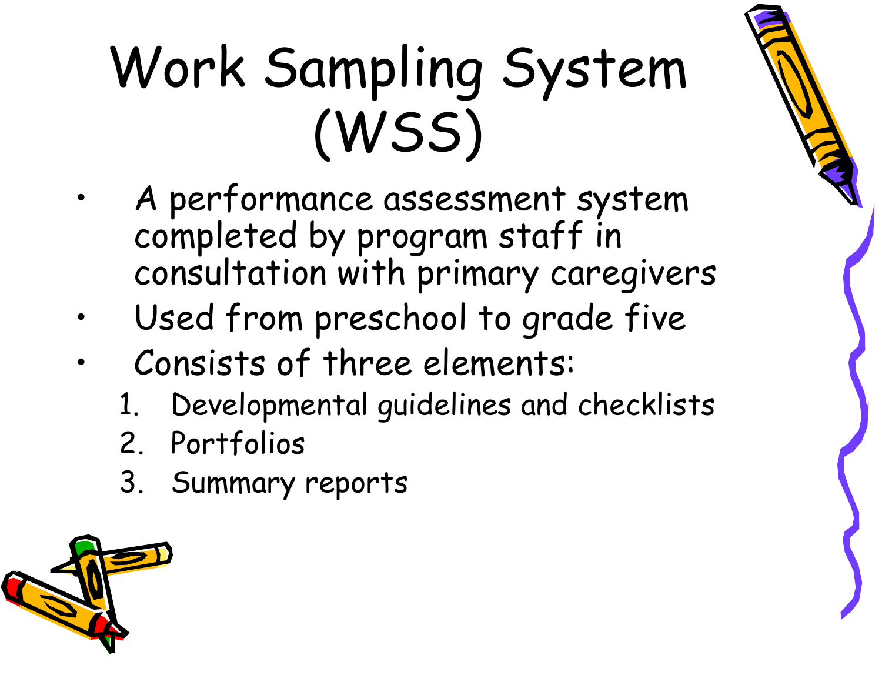# Work Sampling System (WSS)

- A performance assessment system completed by program staff in consultation with primary caregivers
- Used from preschool to grade five
- Consists of three elements:
  1. Developmental guidelines and checklists
  2. Portfolios
  3. Summary reports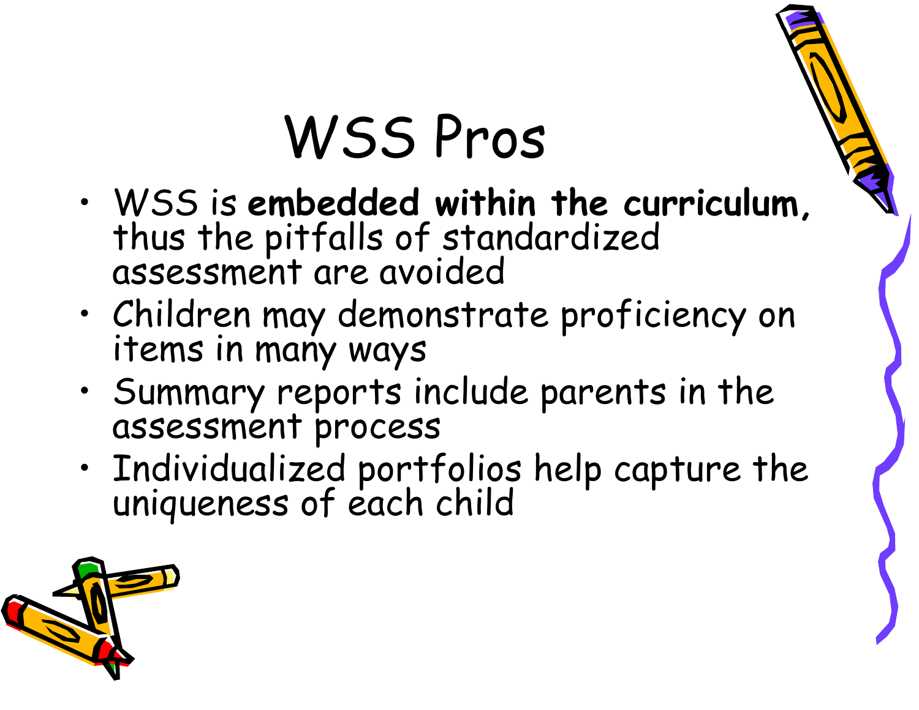# WSS Pros

- WSS is **embedded within the curriculum**, thus the pitfalls of standardized assessment are avoided
- Children may demonstrate proficiency on items in many ways
- Summary reports include parents in the assessment process
- Individualized portfolios help capture the uniqueness of each child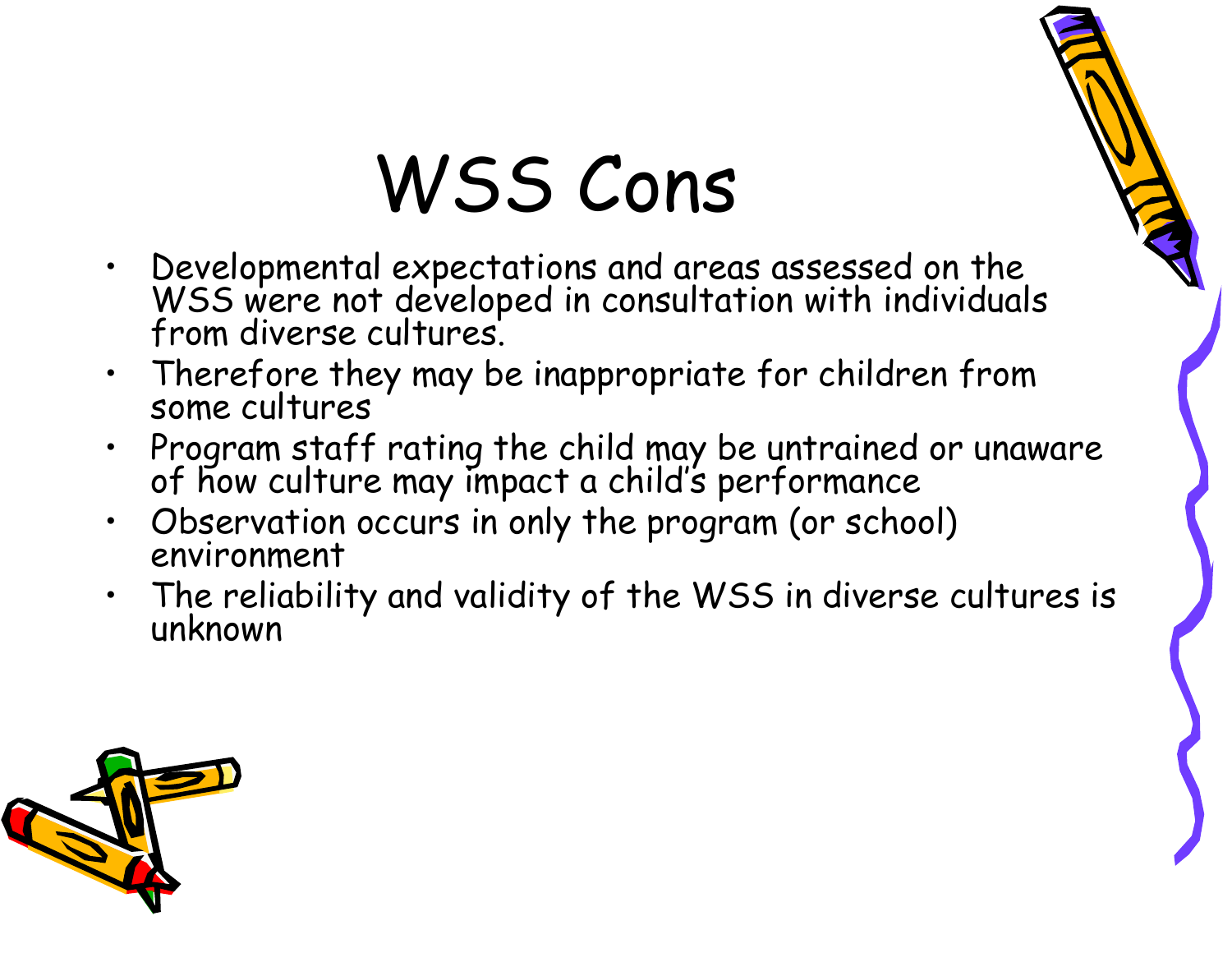# WSS Cons

- Developmental expectations and areas assessed on the WSS were not developed in consultation with individuals from diverse cultures.
- Therefore they may be inappropriate for children from some cultures
- Program staff rating the child may be untrained or unaware of how culture may impact a child's performance
- Observation occurs in only the program (or school) environment
- The reliability and validity of the WSS in diverse cultures is unknown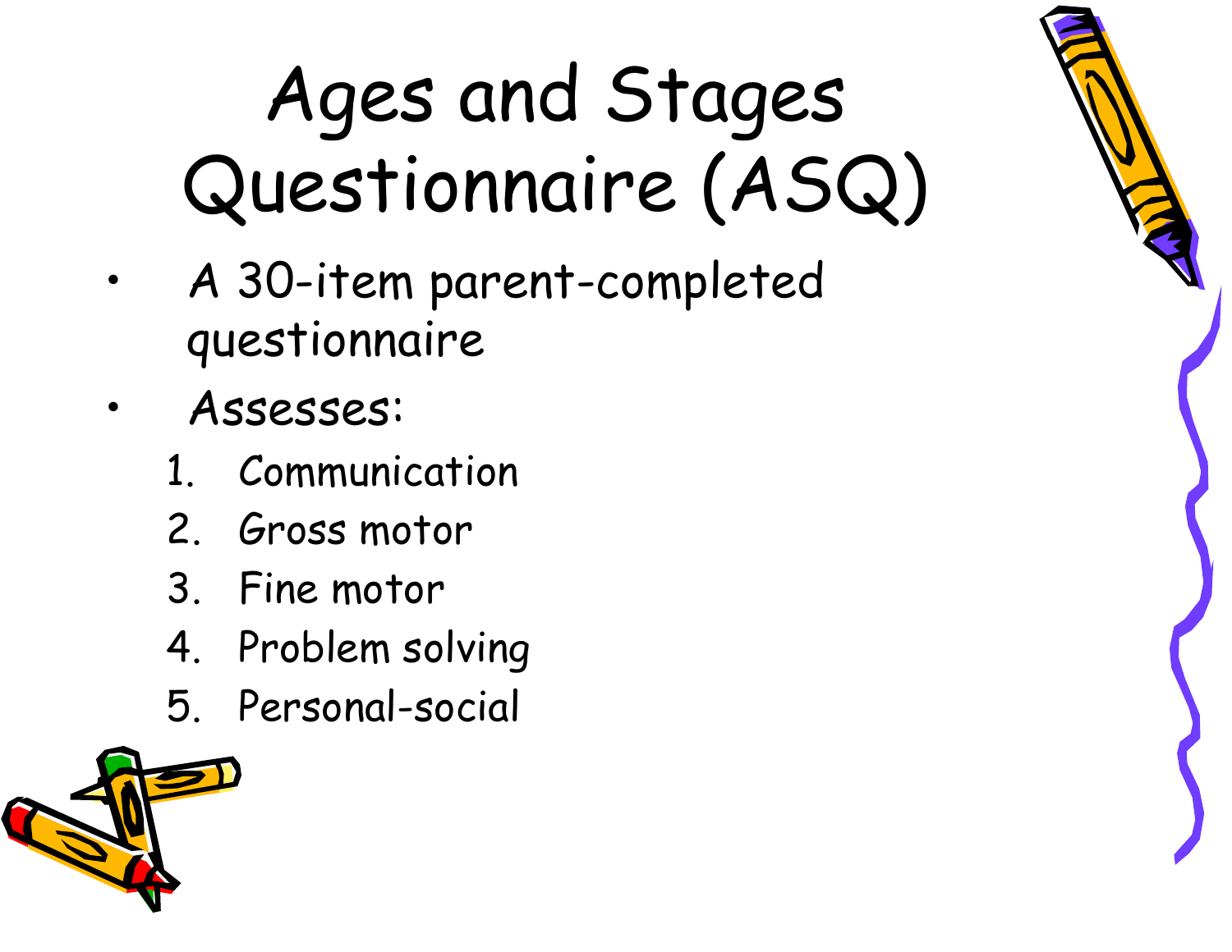# Ages and Stages Questionnaire (ASQ)

- A 30-item parent-completed questionnaire
- Assesses:
  1. Communication
  2. Gross motor
  3. Fine motor
  4. Problem solving
  5. Personal-social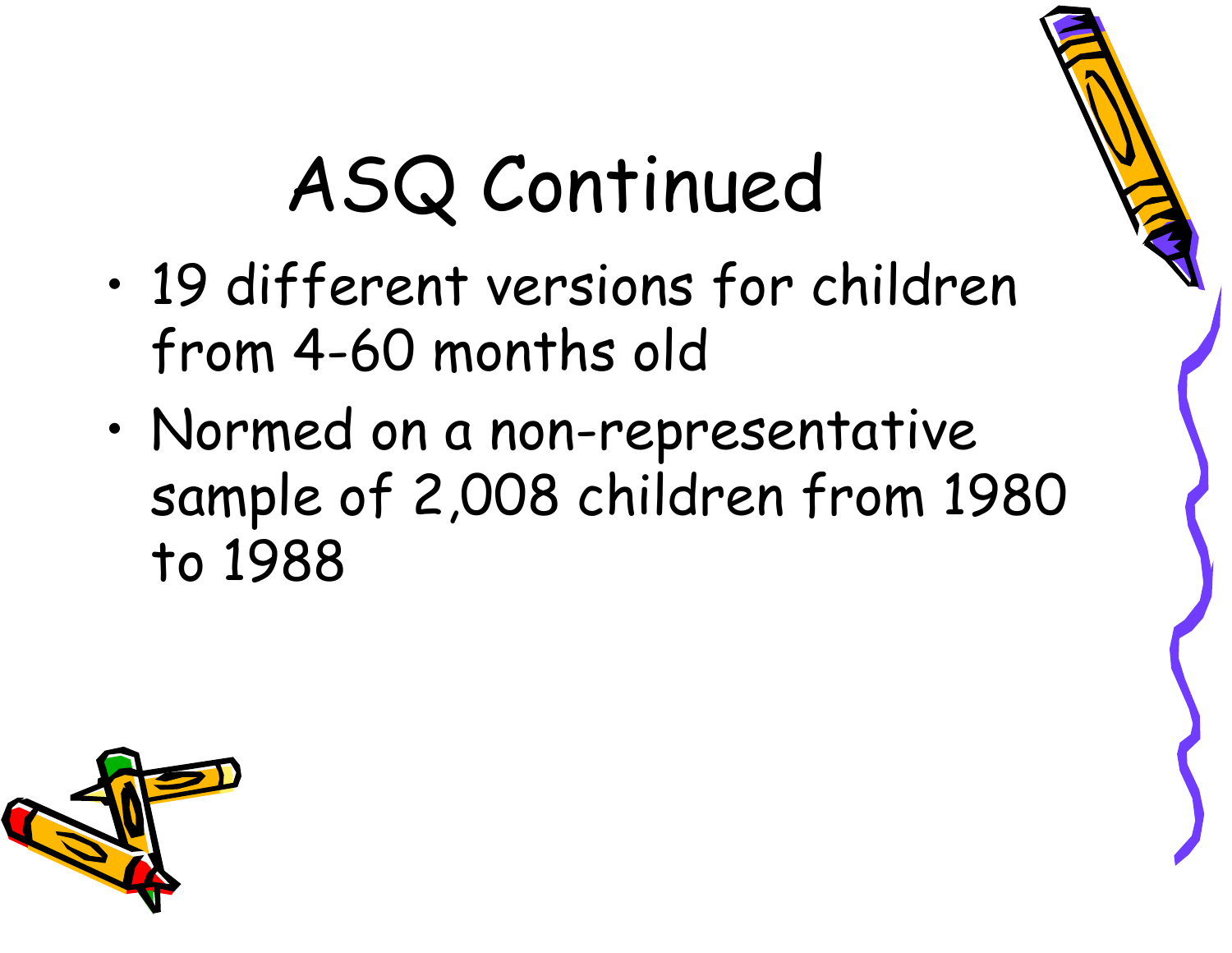# ASQ Continued

- 19 different versions for children from 4-60 months old
- Normed on a non-representative sample of 2,008 children from 1980 to 1988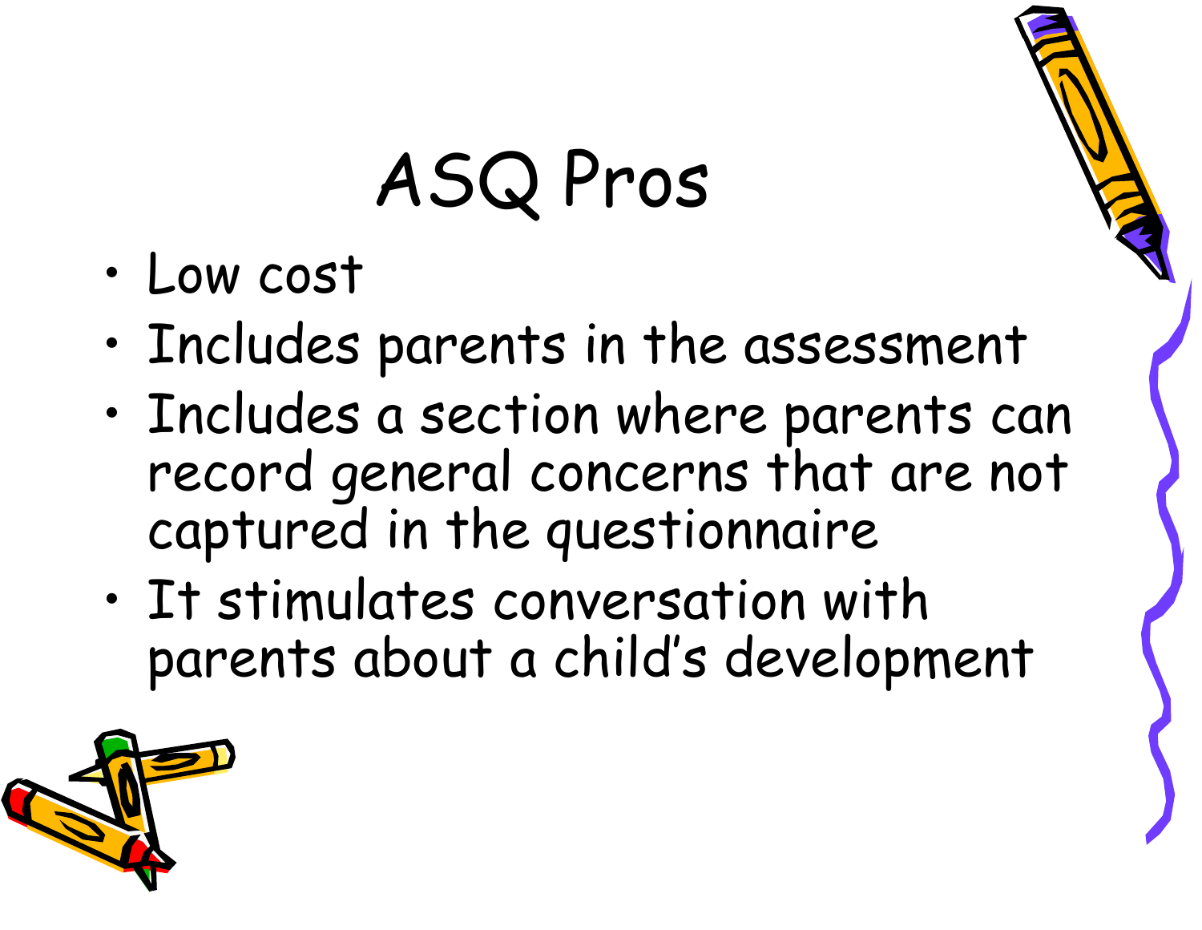# ASQ Pros

- Low cost
- Includes parents in the assessment
- Includes a section where parents can record general concerns that are not captured in the questionnaire
- It stimulates conversation with parents about a child's development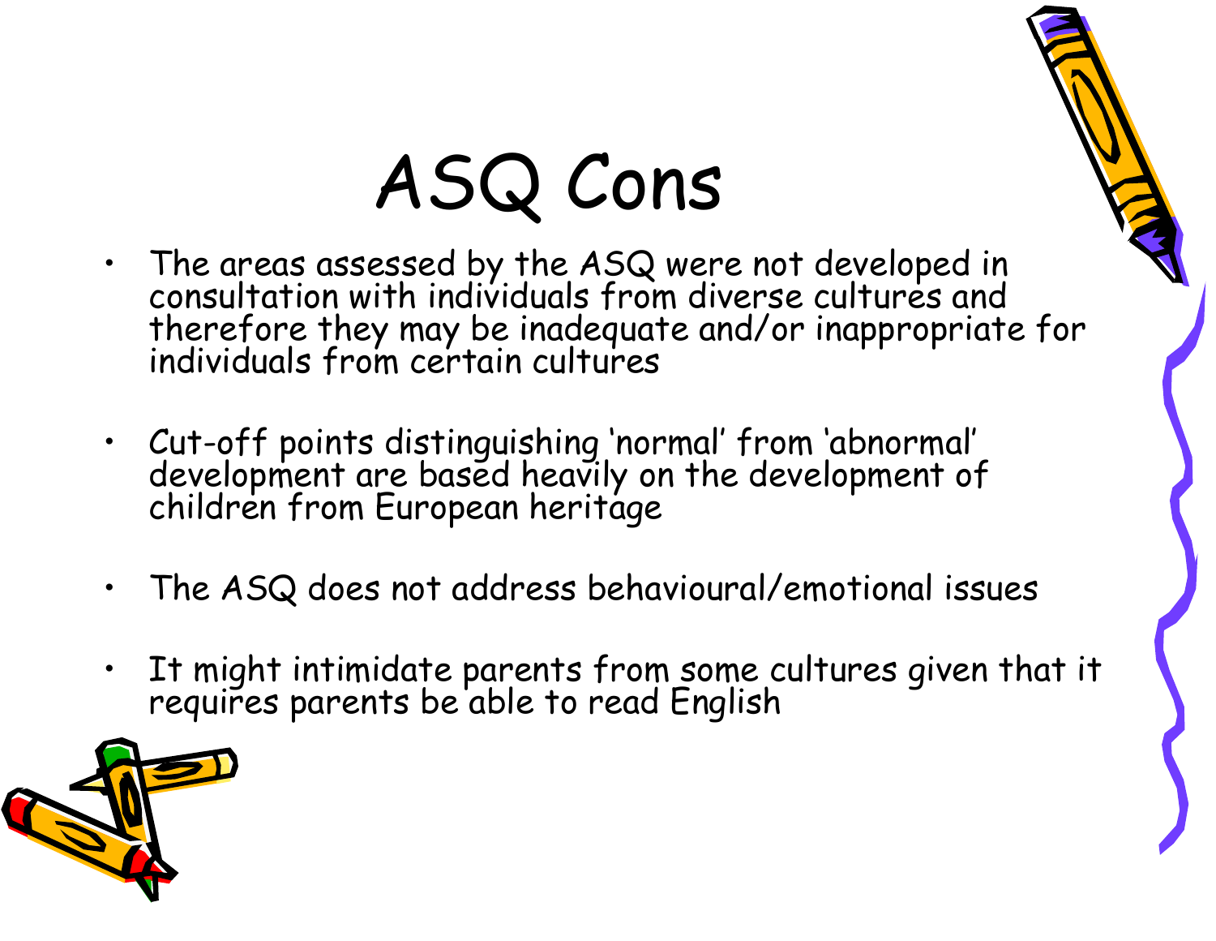# ASQ Cons

- The areas assessed by the ASQ were not developed in consultation with individuals from diverse cultures and therefore they may be inadequate and/or inappropriate for individuals from certain cultures
- Cut-off points distinguishing 'normal' from 'abnormal' development are based heavily on the development of children from European heritage
- The ASQ does not address behavioural/emotional issues
- It might intimidate parents from some cultures given that it requires parents be able to read English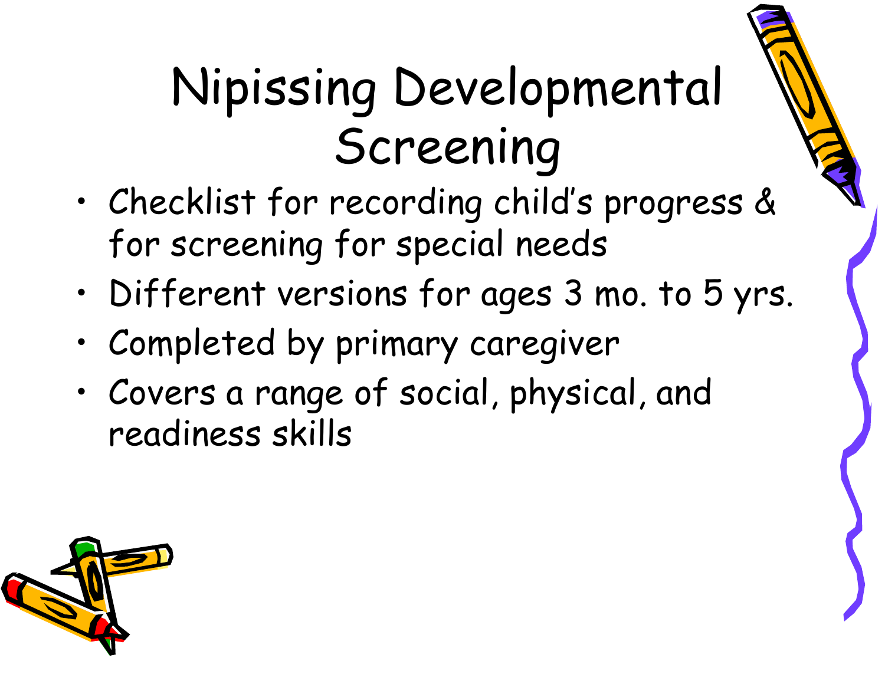# Nipissing Developmental Screening

- Checklist for recording child's progress & for screening for special needs
- Different versions for ages 3 mo. to 5 yrs.
- Completed by primary caregiver
- Covers a range of social, physical, and readiness skills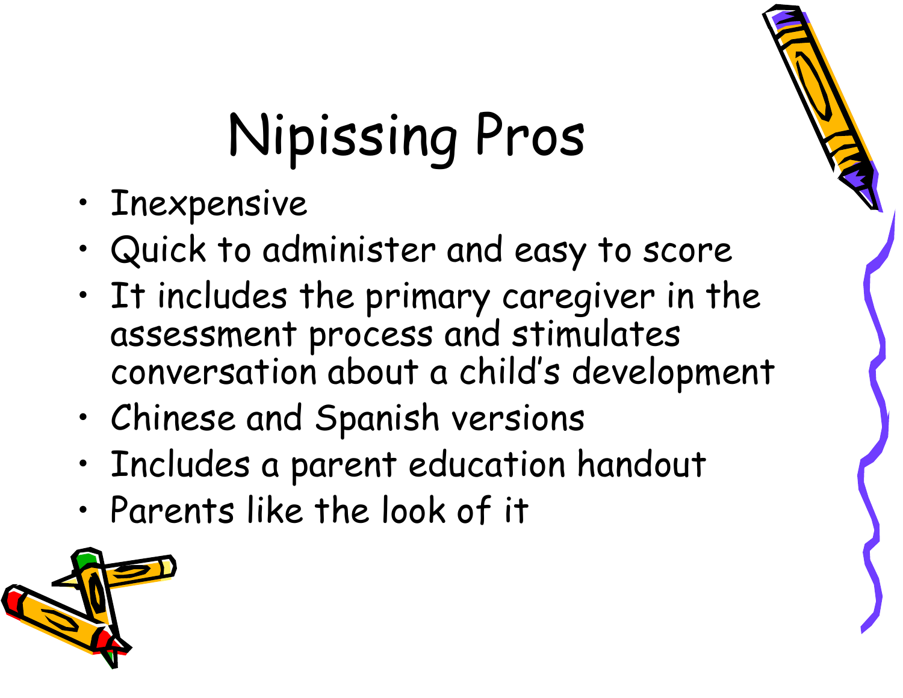# Nipissing Pros

- Inexpensive
- Quick to administer and easy to score
- It includes the primary caregiver in the assessment process and stimulates conversation about a child's development
- Chinese and Spanish versions
- Includes a parent education handout
- Parents like the look of it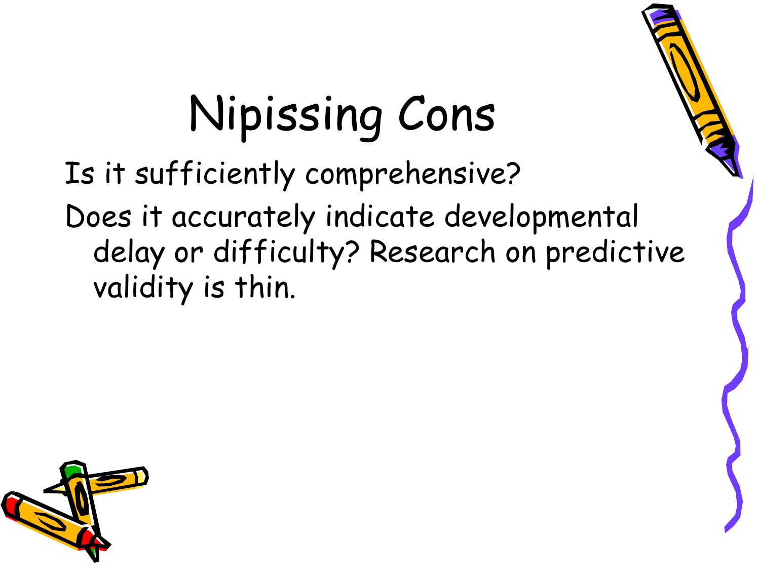# Nipissing Cons

- Is it sufficiently comprehensive?
- Does it accurately indicate developmental delay or difficulty? Research on predictive validity is thin.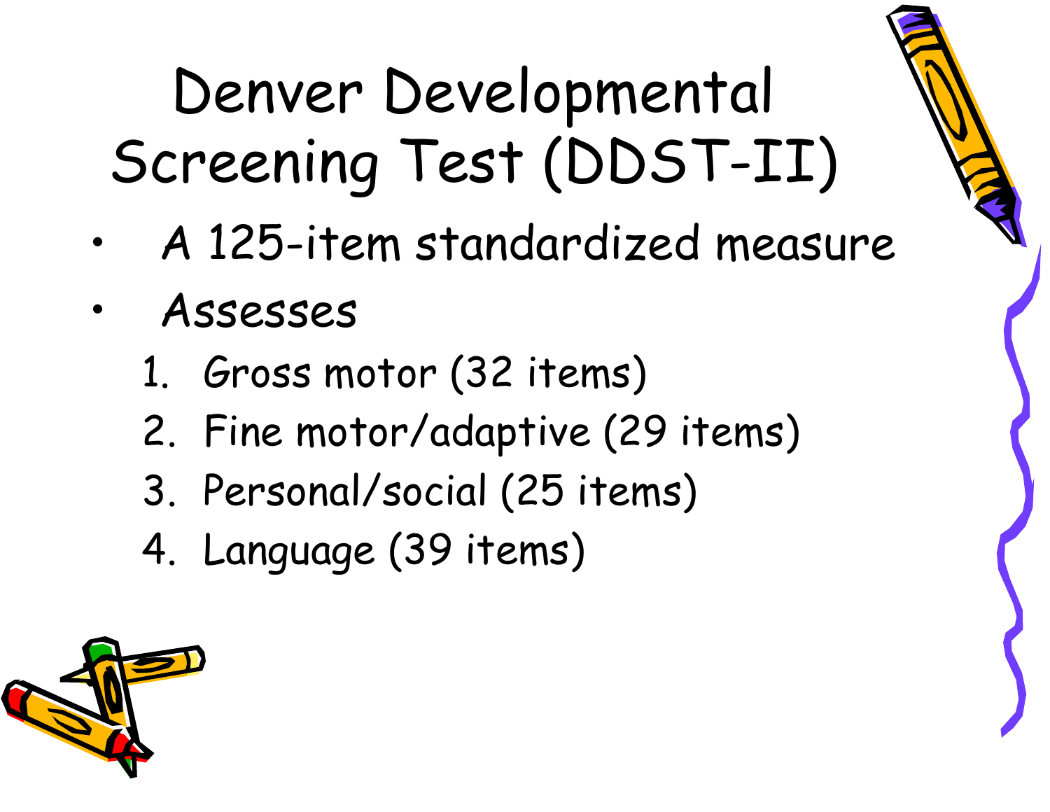# Denver Developmental Screening Test (DDST-II)

- A 125-item standardized measure
- Assesses
  1. Gross motor (32 items)
  2. Fine motor/adaptive (29 items)
  3. Personal/social (25 items)
  4. Language (39 items)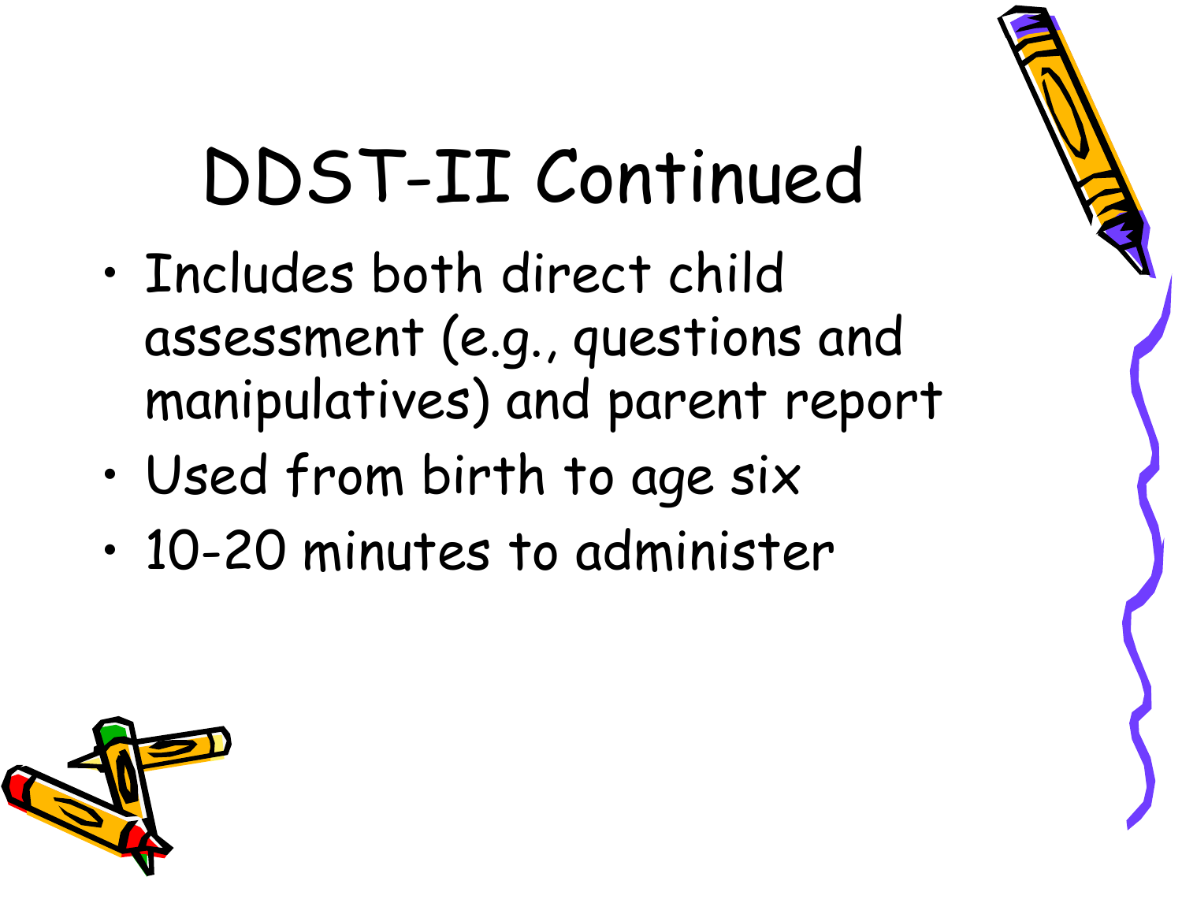# DDST-II Continued

- Includes both direct child assessment (e.g., questions and manipulatives) and parent report
- Used from birth to age six
- 10-20 minutes to administer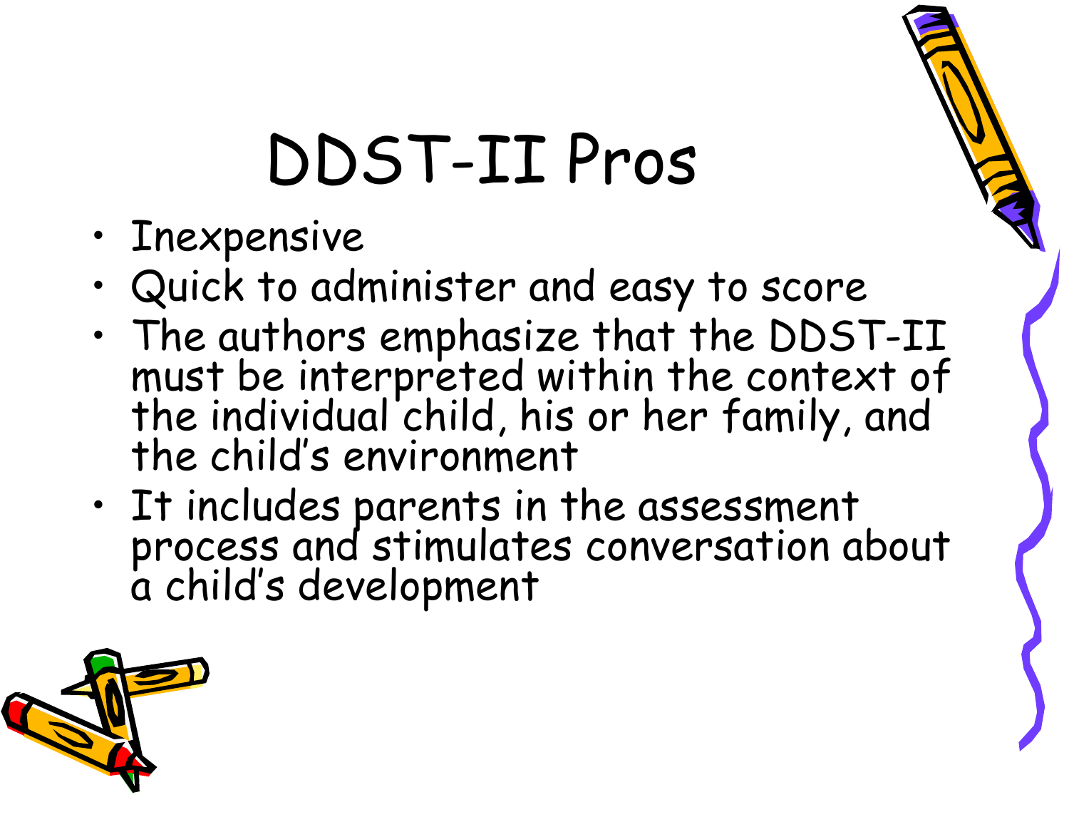# DDST-II Pros

- Inexpensive
- Quick to administer and easy to score
- The authors emphasize that the DDST-II must be interpreted within the context of the individual child, his or her family, and the child's environment
- It includes parents in the assessment process and stimulates conversation about a child's development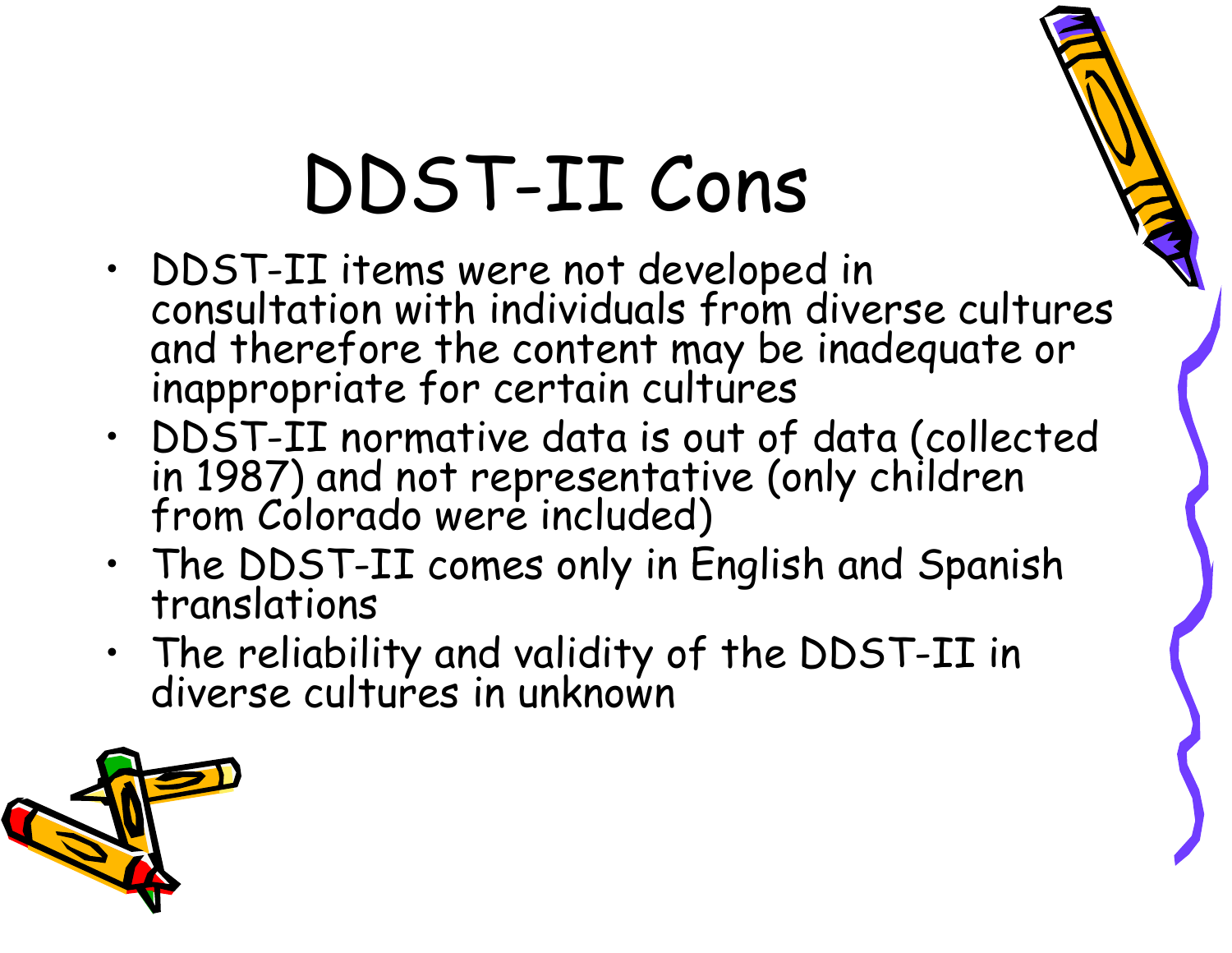# DDST-II Cons

- DDST-II items were not developed in consultation with individuals from diverse cultures and therefore the content may be inadequate or inappropriate for certain cultures
- DDST-II normative data is out of data (collected in 1987) and not representative (only children from Colorado were included)
- The DDST-II comes only in English and Spanish translations
- The reliability and validity of the DDST-II in diverse cultures in unknown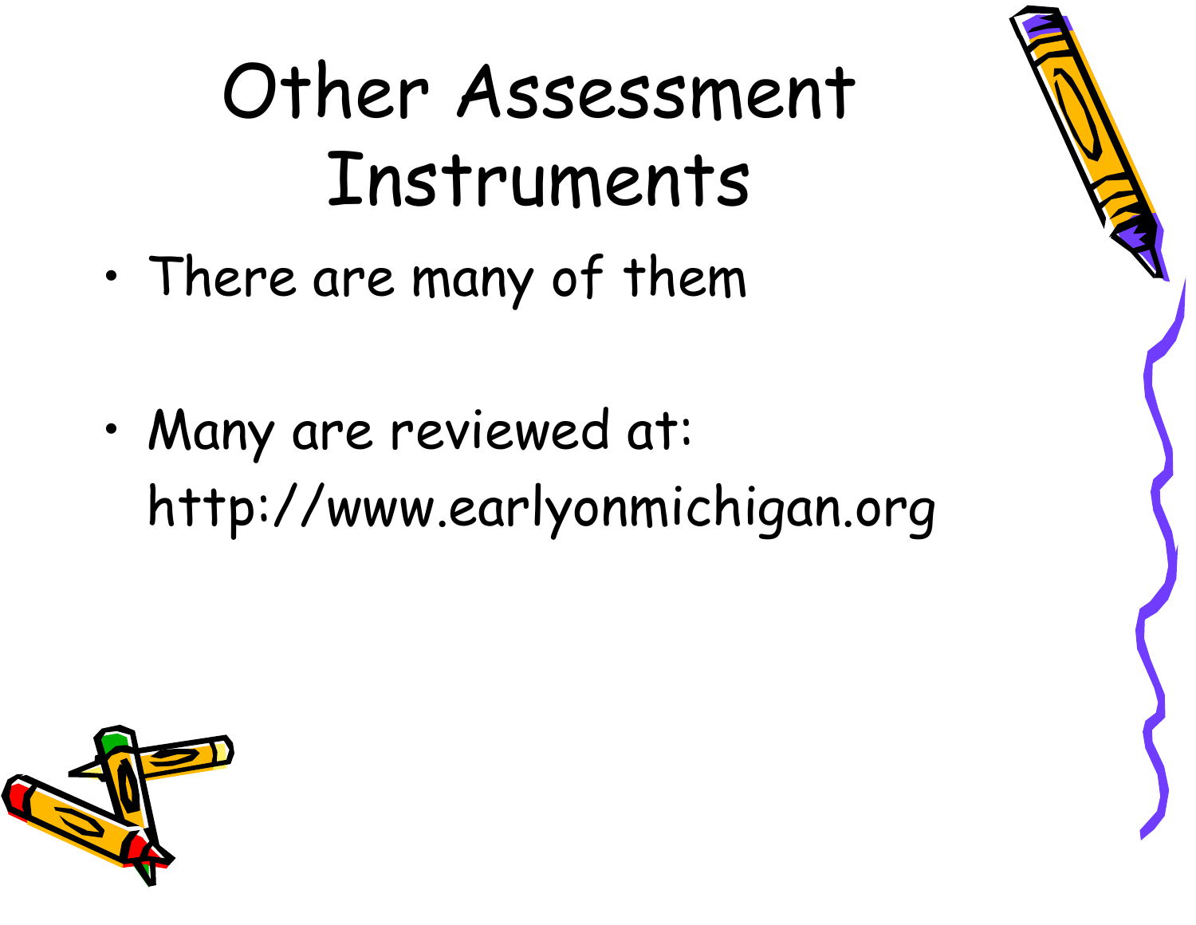# Other Assessment Instruments

- There are many of them
- Many are reviewed at: http://www.earlyonmichigan.org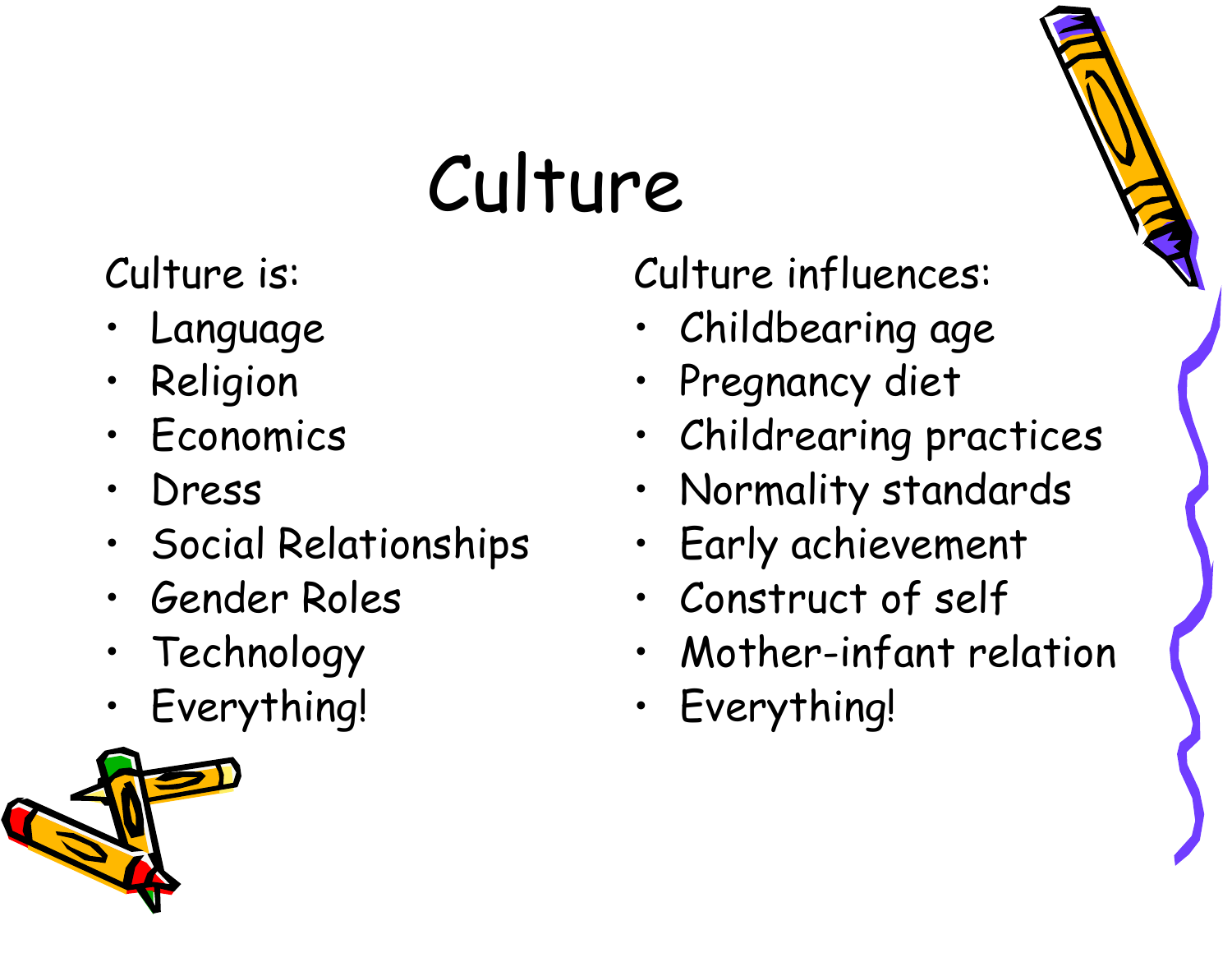# Culture

Culture is:

- Language
- Religion
- Economics
- Dress
- Social Relationships
- Gender Roles
- Technology
- Everything!

Culture influences:

- Childbearing age
- Pregnancy diet
- Childrearing practices
- Normality standards
- Early achievement
- Construct of self
- Mother-infant relation
- Everything!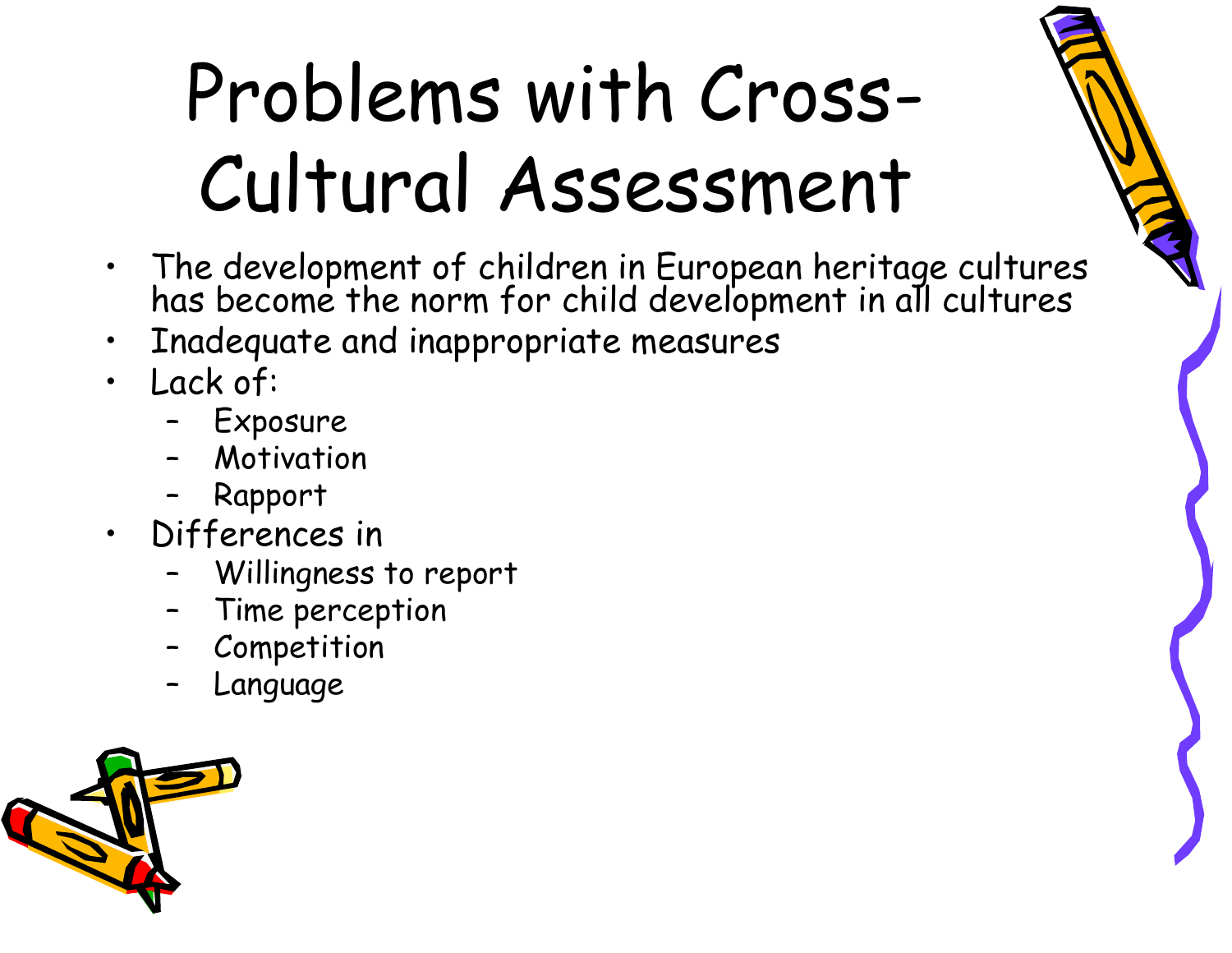# Problems with Cross-Cultural Assessment

- The development of children in European heritage cultures has become the norm for child development in all cultures
- Inadequate and inappropriate measures
- Lack of:
  - Exposure
  - Motivation
  - Rapport
- Differences in
  - Willingness to report
  - Time perception
  - Competition
  - Language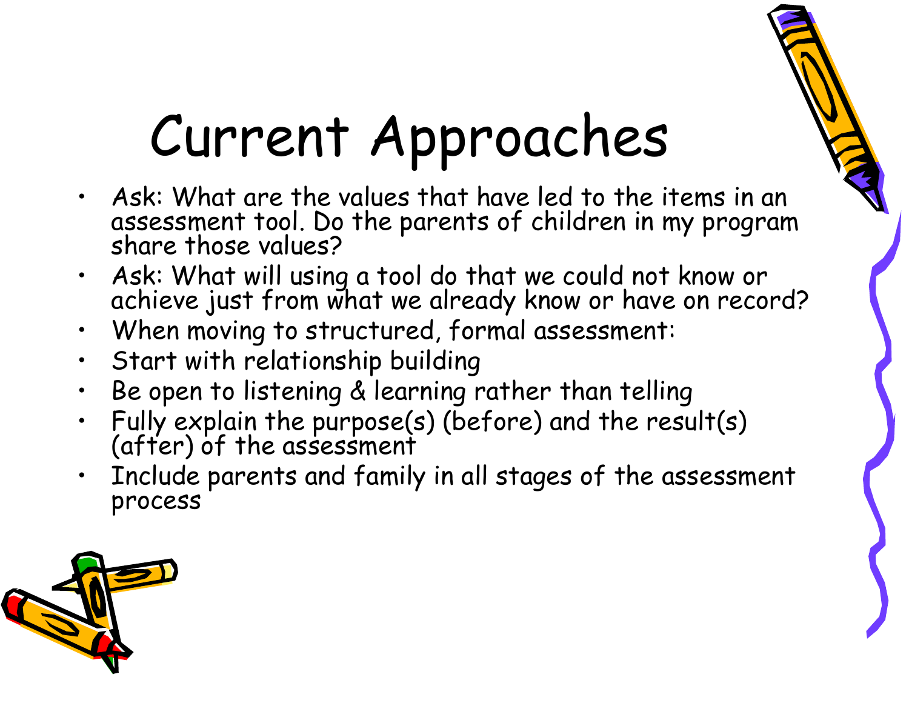# Current Approaches

- Ask: What are the values that have led to the items in an assessment tool. Do the parents of children in my program share those values?
- Ask: What will using a tool do that we could not know or achieve just from what we already know or have on record?
- When moving to structured, formal assessment:
- Start with relationship building
- Be open to listening & learning rather than telling
- Fully explain the purpose(s) (before) and the result(s) (after) of the assessment
- Include parents and family in all stages of the assessment process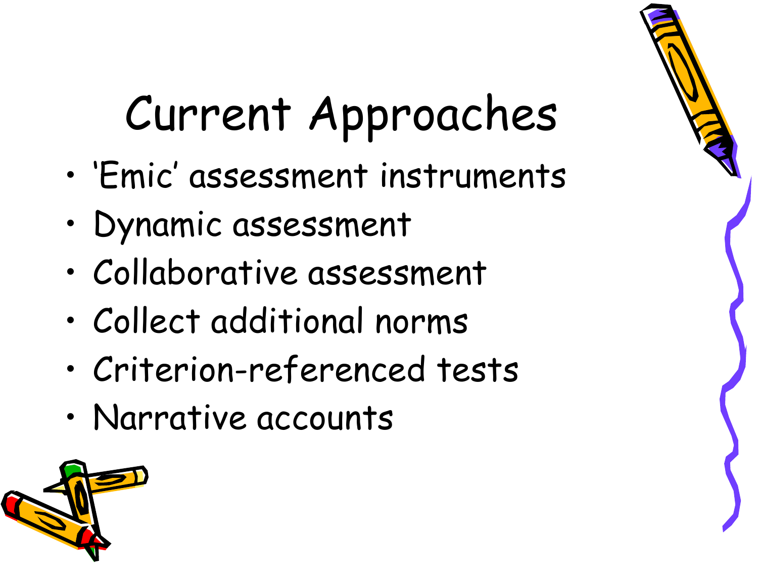# Current Approaches

- 'Emic' assessment instruments
- Dynamic assessment
- Collaborative assessment
- Collect additional norms
- Criterion-referenced tests
- Narrative accounts